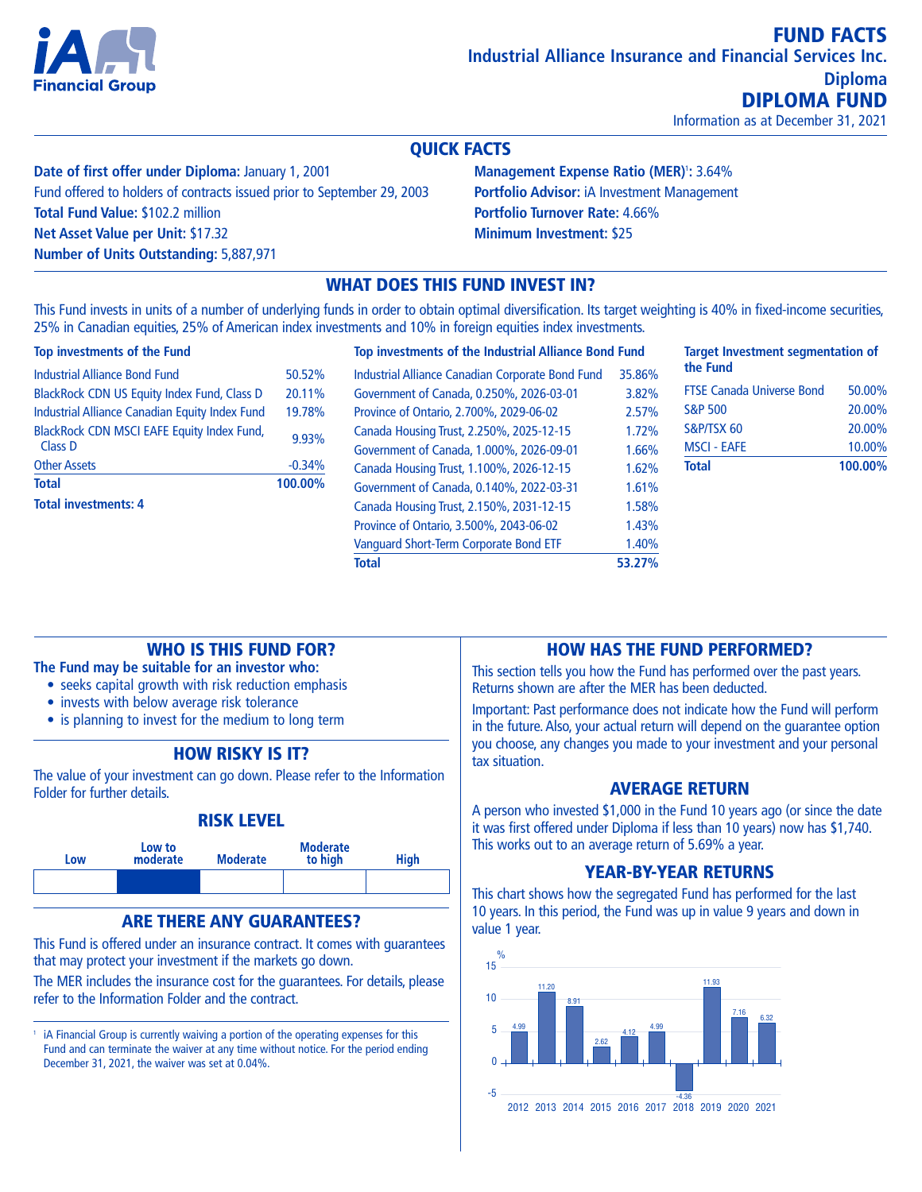# FUND FACTS

## Industrial Alliance Insurance and Financial Services Inc.

### Diploma

# DIPLOMA FUND

Information as at December 31, 2021

## QUICK FACTS

**Date of first offer under Diploma:** January 1, 2001
Fund offered to holders of contracts issued prior to September 29, 2003
**Total Fund Value:** $102.2 million
**Net Asset Value per Unit:** $17.32
**Number of Units Outstanding:** 5,887,971

**Management Expense Ratio (MER)**[1]**:** 3.64%
**Portfolio Advisor:** iA Investment Management
**Portfolio Turnover Rate:** 4.66%
**Minimum Investment:** $25

## WHAT DOES THIS FUND INVEST IN?

This Fund invests in units of a number of underlying funds in order to obtain optimal diversification. Its target weighting is 40% in fixed-income securities, 25% in Canadian equities, 25% of American index investments and 10% in foreign equities index investments.

**Top investments of the Fund**

| | |
|---|---|
| Industrial Alliance Bond Fund | 50.52% |
| BlackRock CDN US Equity Index Fund, Class D | 20.11% |
| Industrial Alliance Canadian Equity Index Fund | 19.78% |
| BlackRock CDN MSCI EAFE Equity Index Fund, Class D | 9.93% |
| Other Assets | -0.34% |
| **Total** | **100.00%** |

**Total investments: 4**

**Top investments of the Industrial Alliance Bond Fund**

| | |
|---|---|
| Industrial Alliance Canadian Corporate Bond Fund | 35.86% |
| Government of Canada, 0.250%, 2026-03-01 | 3.82% |
| Province of Ontario, 2.700%, 2029-06-02 | 2.57% |
| Canada Housing Trust, 2.250%, 2025-12-15 | 1.72% |
| Government of Canada, 1.000%, 2026-09-01 | 1.66% |
| Canada Housing Trust, 1.100%, 2026-12-15 | 1.62% |
| Government of Canada, 0.140%, 2022-03-31 | 1.61% |
| Canada Housing Trust, 2.150%, 2031-12-15 | 1.58% |
| Province of Ontario, 3.500%, 2043-06-02 | 1.43% |
| Vanguard Short-Term Corporate Bond ETF | 1.40% |
| **Total** | **53.27%** |

**Target Investment segmentation of the Fund**

| | |
|---|---|
| FTSE Canada Universe Bond | 50.00% |
| S&P 500 | 20.00% |
| S&P/TSX 60 | 20.00% |
| MSCI - EAFE | 10.00% |
| **Total** | **100.00%** |

## WHO IS THIS FUND FOR?

**The Fund may be suitable for an investor who:**

- seeks capital growth with risk reduction emphasis
- invests with below average risk tolerance
- is planning to invest for the medium to long term

## HOW RISKY IS IT?

The value of your investment can go down. Please refer to the Information Folder for further details.

### RISK LEVEL

| Low | Low to moderate | Moderate | Moderate to high | High |
|---|---|---|---|---|
| | ■ | | | |

## ARE THERE ANY GUARANTEES?

This Fund is offered under an insurance contract. It comes with guarantees that may protect your investment if the markets go down.

The MER includes the insurance cost for the guarantees. For details, please refer to the Information Folder and the contract.

[1] iA Financial Group is currently waiving a portion of the operating expenses for this Fund and can terminate the waiver at any time without notice. For the period ending December 31, 2021, the waiver was set at 0.04%.

## HOW HAS THE FUND PERFORMED?

This section tells you how the Fund has performed over the past years. Returns shown are after the MER has been deducted.

Important: Past performance does not indicate how the Fund will perform in the future. Also, your actual return will depend on the guarantee option you choose, any changes you made to your investment and your personal tax situation.

### AVERAGE RETURN

A person who invested $1,000 in the Fund 10 years ago (or since the date it was first offered under Diploma if less than 10 years) now has $1,740. This works out to an average return of 5.69% a year.

### YEAR-BY-YEAR RETURNS

This chart shows how the segregated Fund has performed for the last 10 years. In this period, the Fund was up in value 9 years and down in value 1 year.

| Year | 2012 | 2013 | 2014 | 2015 | 2016 | 2017 | 2018 | 2019 | 2020 | 2021 |
|---|---|---|---|---|---|---|---|---|---|---|
| % | 4.99 | 11.20 | 8.91 | 2.62 | 4.12 | 4.99 | -4.36 | 11.93 | 7.16 | 6.32 |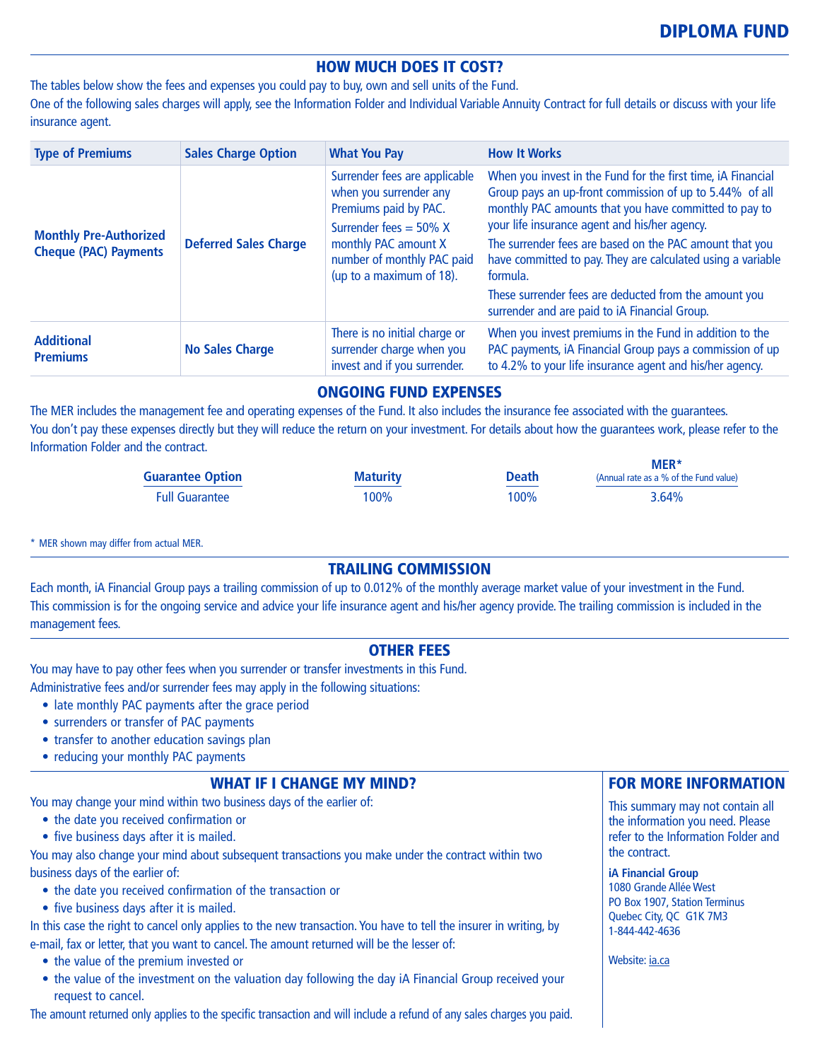# DIPLOMA FUND

## HOW MUCH DOES IT COST?

The tables below show the fees and expenses you could pay to buy, own and sell units of the Fund.

One of the following sales charges will apply, see the Information Folder and Individual Variable Annuity Contract for full details or discuss with your life insurance agent.

| Type of Premiums | Sales Charge Option | What You Pay | How It Works |
|---|---|---|---|
| **Monthly Pre-Authorized Cheque (PAC) Payments** | **Deferred Sales Charge** | Surrender fees are applicable when you surrender any Premiums paid by PAC. Surrender fees = 50% X monthly PAC amount X number of monthly PAC paid (up to a maximum of 18). | When you invest in the Fund for the first time, iA Financial Group pays an up-front commission of up to 5.44% of all monthly PAC amounts that you have committed to pay to your life insurance agent and his/her agency. The surrender fees are based on the PAC amount that you have committed to pay. They are calculated using a variable formula. These surrender fees are deducted from the amount you surrender and are paid to iA Financial Group. |
| **Additional Premiums** | **No Sales Charge** | There is no initial charge or surrender charge when you invest and if you surrender. | When you invest premiums in the Fund in addition to the PAC payments, iA Financial Group pays a commission of up to 4.2% to your life insurance agent and his/her agency. |

## ONGOING FUND EXPENSES

The MER includes the management fee and operating expenses of the Fund. It also includes the insurance fee associated with the guarantees.

You don't pay these expenses directly but they will reduce the return on your investment. For details about how the guarantees work, please refer to the Information Folder and the contract.

| Guarantee Option | Maturity | Death | MER* (Annual rate as a % of the Fund value) |
|---|---|---|---|
| Full Guarantee | 100% | 100% | 3.64% |

* MER shown may differ from actual MER.

## TRAILING COMMISSION

Each month, iA Financial Group pays a trailing commission of up to 0.012% of the monthly average market value of your investment in the Fund. This commission is for the ongoing service and advice your life insurance agent and his/her agency provide. The trailing commission is included in the management fees.

## OTHER FEES

You may have to pay other fees when you surrender or transfer investments in this Fund.

Administrative fees and/or surrender fees may apply in the following situations:

- late monthly PAC payments after the grace period
- surrenders or transfer of PAC payments
- transfer to another education savings plan
- reducing your monthly PAC payments

## WHAT IF I CHANGE MY MIND?

You may change your mind within two business days of the earlier of:

- the date you received confirmation or
- five business days after it is mailed.

You may also change your mind about subsequent transactions you make under the contract within two business days of the earlier of:

- the date you received confirmation of the transaction or
- five business days after it is mailed.

In this case the right to cancel only applies to the new transaction. You have to tell the insurer in writing, by e-mail, fax or letter, that you want to cancel. The amount returned will be the lesser of:

- the value of the premium invested or
- the value of the investment on the valuation day following the day iA Financial Group received your request to cancel.

The amount returned only applies to the specific transaction and will include a refund of any sales charges you paid.

## FOR MORE INFORMATION

This summary may not contain all the information you need. Please refer to the Information Folder and the contract.

**iA Financial Group**
1080 Grande Allée West
PO Box 1907, Station Terminus
Quebec City, QC G1K 7M3
1-844-442-4636

Website: ia.ca